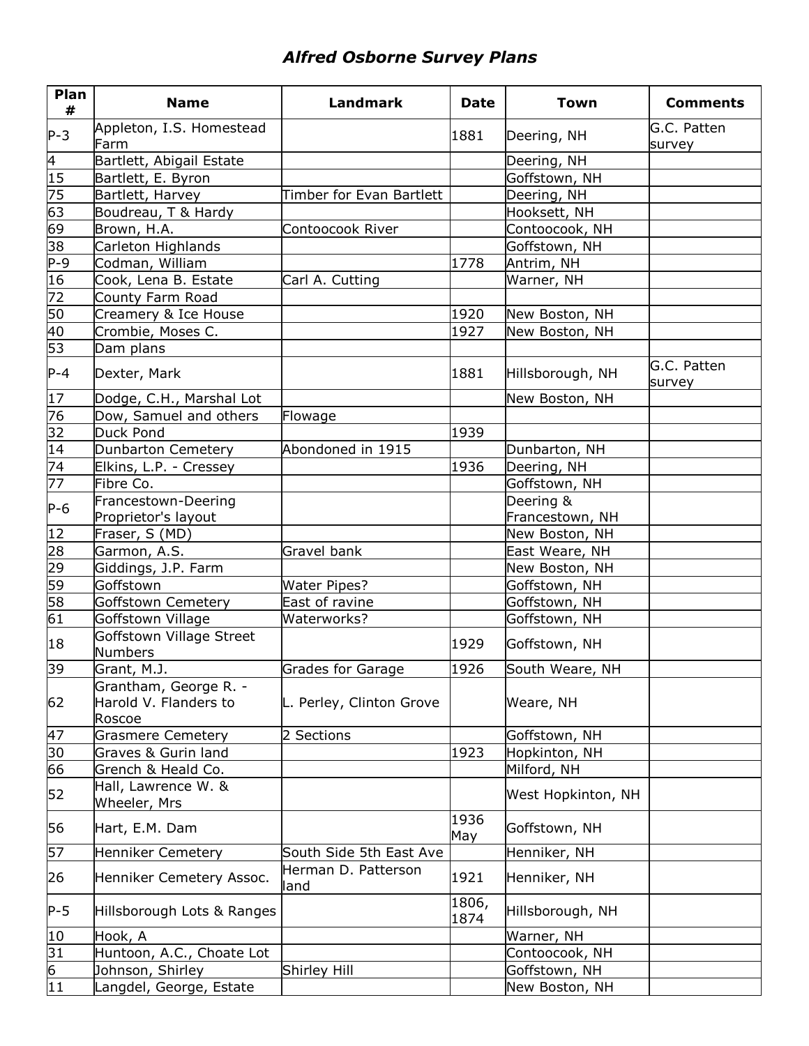# *Alfred Osborne Survey Plans*

| Plan # | Name | Landmark | Date | Town | Comments |
|---|---|---|---|---|---|
| P-3 | Appleton, I.S. Homestead Farm | | 1881 | Deering, NH | G.C. Patten survey |
| 4 | Bartlett, Abigail Estate | | | Deering, NH | |
| 15 | Bartlett, E. Byron | | | Goffstown, NH | |
| 75 | Bartlett, Harvey | Timber for Evan Bartlett | | Deering, NH | |
| 63 | Boudreau, T & Hardy | | | Hooksett, NH | |
| 69 | Brown, H.A. | Contoocook River | | Contoocook, NH | |
| 38 | Carleton Highlands | | | Goffstown, NH | |
| P-9 | Codman, William | | 1778 | Antrim, NH | |
| 16 | Cook, Lena B. Estate | Carl A. Cutting | | Warner, NH | |
| 72 | County Farm Road | | | | |
| 50 | Creamery & Ice House | | 1920 | New Boston, NH | |
| 40 | Crombie, Moses C. | | 1927 | New Boston, NH | |
| 53 | Dam plans | | | | |
| P-4 | Dexter, Mark | | 1881 | Hillsborough, NH | G.C. Patten survey |
| 17 | Dodge, C.H., Marshal Lot | | | New Boston, NH | |
| 76 | Dow, Samuel and others | Flowage | | | |
| 32 | Duck Pond | | 1939 | | |
| 14 | Dunbarton Cemetery | Abondoned in 1915 | | Dunbarton, NH | |
| 74 | Elkins, L.P. - Cressey | | 1936 | Deering, NH | |
| 77 | Fibre Co. | | | Goffstown, NH | |
| P-6 | Francestown-Deering Proprietor's layout | | | Deering & Francestown, NH | |
| 12 | Fraser, S (MD) | | | New Boston, NH | |
| 28 | Garmon, A.S. | Gravel bank | | East Weare, NH | |
| 29 | Giddings, J.P. Farm | | | New Boston, NH | |
| 59 | Goffstown | Water Pipes? | | Goffstown, NH | |
| 58 | Goffstown Cemetery | East of ravine | | Goffstown, NH | |
| 61 | Goffstown Village | Waterworks? | | Goffstown, NH | |
| 18 | Goffstown Village Street Numbers | | 1929 | Goffstown, NH | |
| 39 | Grant, M.J. | Grades for Garage | 1926 | South Weare, NH | |
| 62 | Grantham, George R. - Harold V. Flanders to Roscoe | L. Perley, Clinton Grove | | Weare, NH | |
| 47 | Grasmere Cemetery | 2 Sections | | Goffstown, NH | |
| 30 | Graves & Gurin land | | 1923 | Hopkinton, NH | |
| 66 | Grench & Heald Co. | | | Milford, NH | |
| 52 | Hall, Lawrence W. & Wheeler, Mrs | | | West Hopkinton, NH | |
| 56 | Hart, E.M. Dam | | 1936 May | Goffstown, NH | |
| 57 | Henniker Cemetery | South Side 5th East Ave | | Henniker, NH | |
| 26 | Henniker Cemetery Assoc. | Herman D. Patterson land | 1921 | Henniker, NH | |
| P-5 | Hillsborough Lots & Ranges | | 1806, 1874 | Hillsborough, NH | |
| 10 | Hook, A | | | Warner, NH | |
| 31 | Huntoon, A.C., Choate Lot | | | Contoocook, NH | |
| 6 | Johnson, Shirley | Shirley Hill | | Goffstown, NH | |
| 11 | Langdel, George, Estate | | | New Boston, NH | |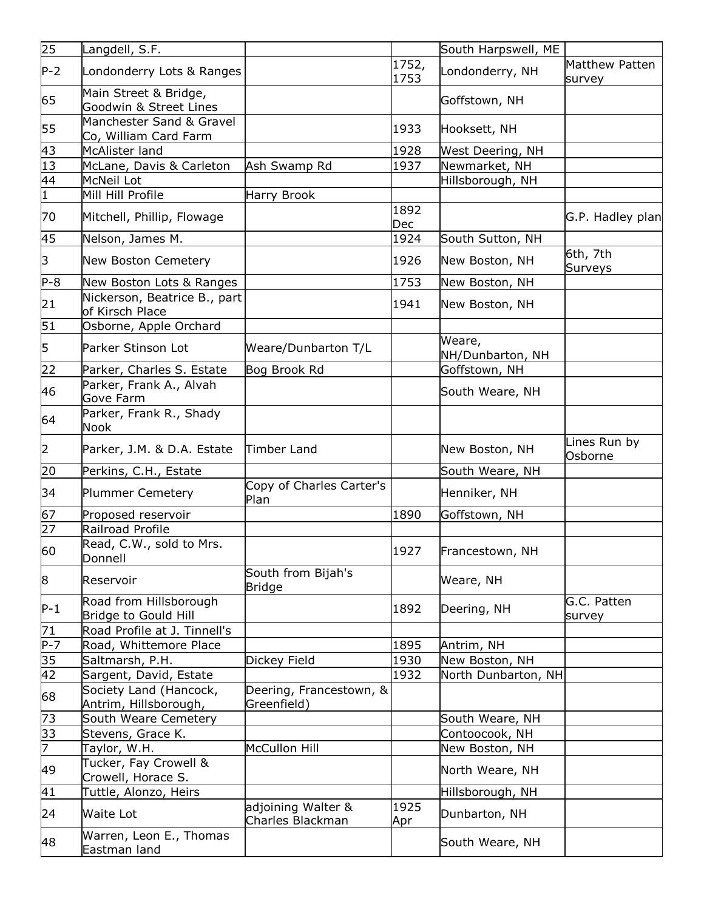| | | | | | |
|---|---|---|---|---|---|
| 25 | Langdell, S.F. | | | South Harpswell, ME | |
| P-2 | Londonderry Lots & Ranges | | 1752, 1753 | Londonderry, NH | Matthew Patten survey |
| 65 | Main Street & Bridge, Goodwin & Street Lines | | | Goffstown, NH | |
| 55 | Manchester Sand & Gravel Co, William Card Farm | | 1933 | Hooksett, NH | |
| 43 | McAlister land | | 1928 | West Deering, NH | |
| 13 | McLane, Davis & Carleton | Ash Swamp Rd | 1937 | Newmarket, NH | |
| 44 | McNeil Lot | | | Hillsborough, NH | |
| 1 | Mill Hill Profile | Harry Brook | | | |
| 70 | Mitchell, Phillip, Flowage | | 1892 Dec | | G.P. Hadley plan |
| 45 | Nelson, James M. | | 1924 | South Sutton, NH | |
| 3 | New Boston Cemetery | | 1926 | New Boston, NH | 6th, 7th Surveys |
| P-8 | New Boston Lots & Ranges | | 1753 | New Boston, NH | |
| 21 | Nickerson, Beatrice B., part of Kirsch Place | | 1941 | New Boston, NH | |
| 51 | Osborne, Apple Orchard | | | | |
| 5 | Parker Stinson Lot | Weare/Dunbarton T/L | | Weare, NH/Dunbarton, NH | |
| 22 | Parker, Charles S. Estate | Bog Brook Rd | | Goffstown, NH | |
| 46 | Parker, Frank A., Alvah Gove Farm | | | South Weare, NH | |
| 64 | Parker, Frank R., Shady Nook | | | | |
| 2 | Parker, J.M. & D.A. Estate | Timber Land | | New Boston, NH | Lines Run by Osborne |
| 20 | Perkins, C.H., Estate | | | South Weare, NH | |
| 34 | Plummer Cemetery | Copy of Charles Carter's Plan | | Henniker, NH | |
| 67 | Proposed reservoir | | 1890 | Goffstown, NH | |
| 27 | Railroad Profile | | | | |
| 60 | Read, C.W., sold to Mrs. Donnell | | 1927 | Francestown, NH | |
| 8 | Reservoir | South from Bijah's Bridge | | Weare, NH | |
| P-1 | Road from Hillsborough Bridge to Gould Hill | | 1892 | Deering, NH | G.C. Patten survey |
| 71 | Road Profile at J. Tinnell's | | | | |
| P-7 | Road, Whittemore Place | | 1895 | Antrim, NH | |
| 35 | Saltmarsh, P.H. | Dickey Field | 1930 | New Boston, NH | |
| 42 | Sargent, David, Estate | | 1932 | North Dunbarton, NH | |
| 68 | Society Land (Hancock, Antrim, Hillsborough, | Deering, Francestown, & Greenfield) | | | |
| 73 | South Weare Cemetery | | | South Weare, NH | |
| 33 | Stevens, Grace K. | | | Contoocook, NH | |
| 7 | Taylor, W.H. | McCullon Hill | | New Boston, NH | |
| 49 | Tucker, Fay Crowell & Crowell, Horace S. | | | North Weare, NH | |
| 41 | Tuttle, Alonzo, Heirs | | | Hillsborough, NH | |
| 24 | Waite Lot | adjoining Walter & Charles Blackman | 1925 Apr | Dunbarton, NH | |
| 48 | Warren, Leon E., Thomas Eastman land | | | South Weare, NH | |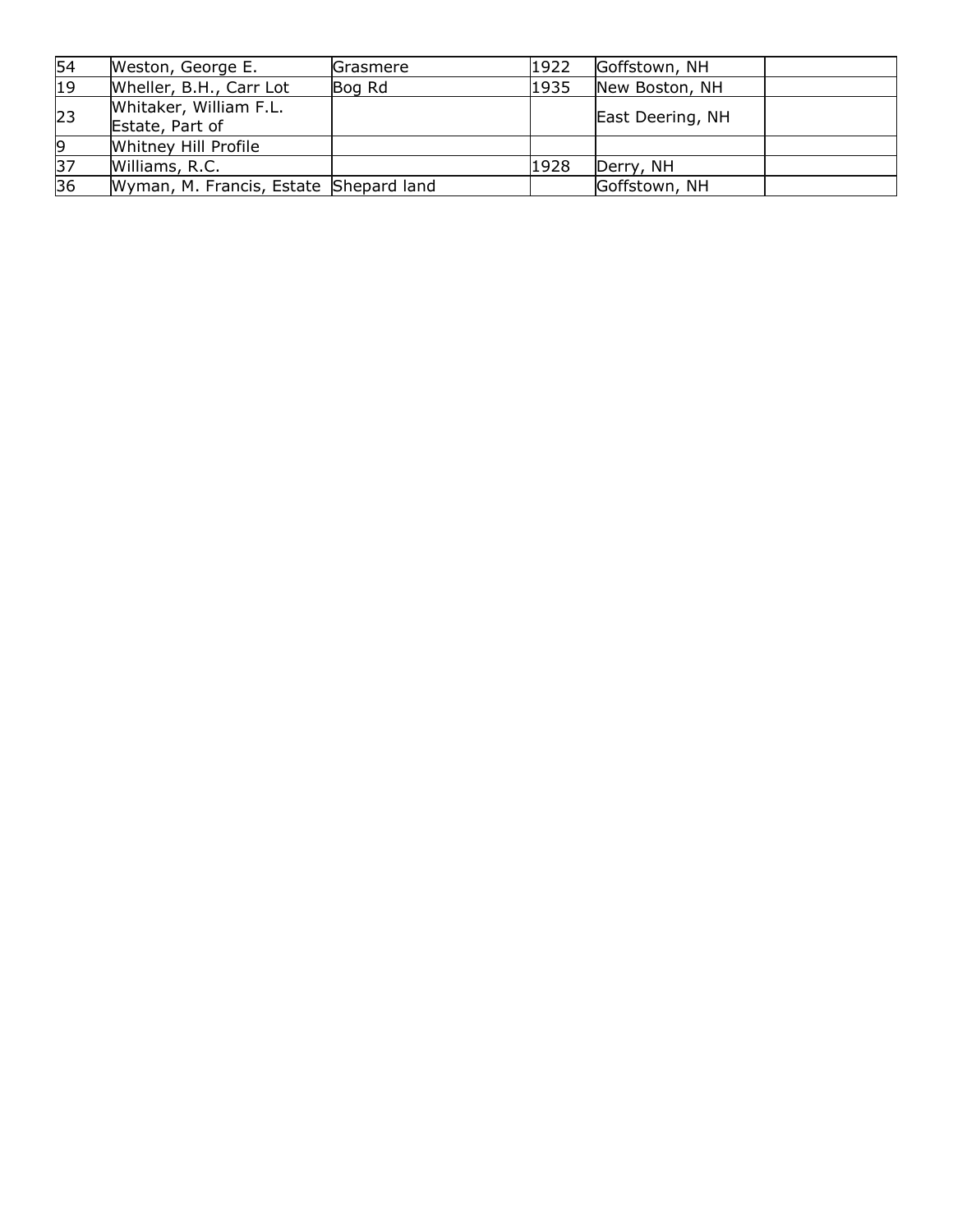| | | | | | |
|---|---|---|---|---|---|
| 54 | Weston, George E. | Grasmere | 1922 | Goffstown, NH | |
| 19 | Wheller, B.H., Carr Lot | Bog Rd | 1935 | New Boston, NH | |
| 23 | Whitaker, William F.L. Estate, Part of | | | East Deering, NH | |
| 9 | Whitney Hill Profile | | | | |
| 37 | Williams, R.C. | | 1928 | Derry, NH | |
| 36 | Wyman, M. Francis, Estate | Shepard land | | Goffstown, NH | |